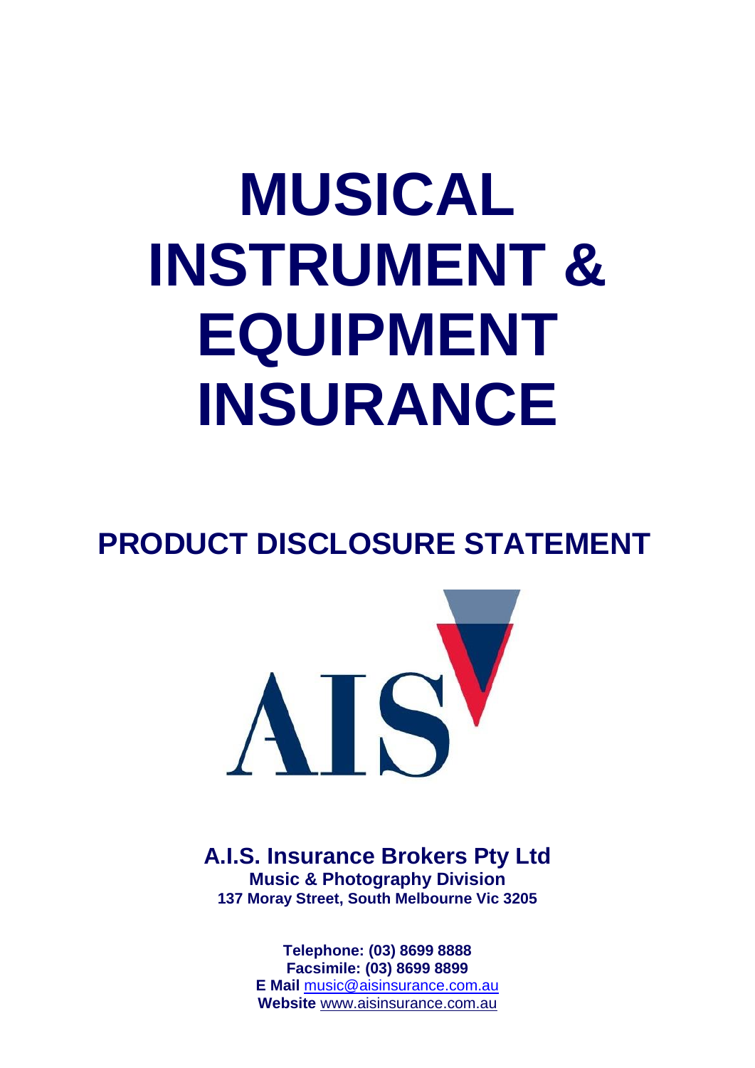# MUSICAL INSTRUMENT & EQUIPMENT INSURANCE

## PRODUCT DISCLOSURE STATEMENT

AIS

**A.I.S. Insurance Brokers Pty Ltd**
**Music & Photography Division**
**137 Moray Street, South Melbourne Vic 3205**

**Telephone: (03) 8699 8888**
**Facsimile: (03) 8699 8899**
**E Mail** music@aisinsurance.com.au
**Website** www.aisinsurance.com.au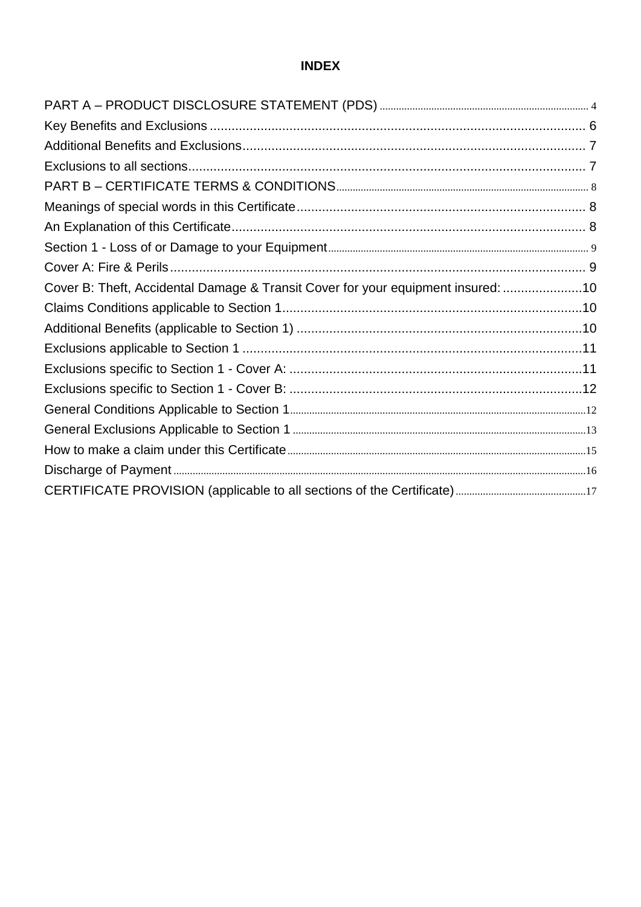# INDEX

PART A – PRODUCT DISCLOSURE STATEMENT (PDS) ........ 4
Key Benefits and Exclusions ........ 6
Additional Benefits and Exclusions ........ 7
Exclusions to all sections ........ 7
PART B – CERTIFICATE TERMS & CONDITIONS ........ 8
Meanings of special words in this Certificate ........ 8
An Explanation of this Certificate ........ 8
Section 1 - Loss of or Damage to your Equipment ........ 9
Cover A: Fire & Perils ........ 9
Cover B: Theft, Accidental Damage & Transit Cover for your equipment insured: ........ 10
Claims Conditions applicable to Section 1 ........ 10
Additional Benefits (applicable to Section 1) ........ 10
Exclusions applicable to Section 1 ........ 11
Exclusions specific to Section 1 - Cover A: ........ 11
Exclusions specific to Section 1 - Cover B: ........ 12
General Conditions Applicable to Section 1 ........ 12
General Exclusions Applicable to Section 1 ........ 13
How to make a claim under this Certificate ........ 15
Discharge of Payment ........ 16
CERTIFICATE PROVISION (applicable to all sections of the Certificate) ........ 17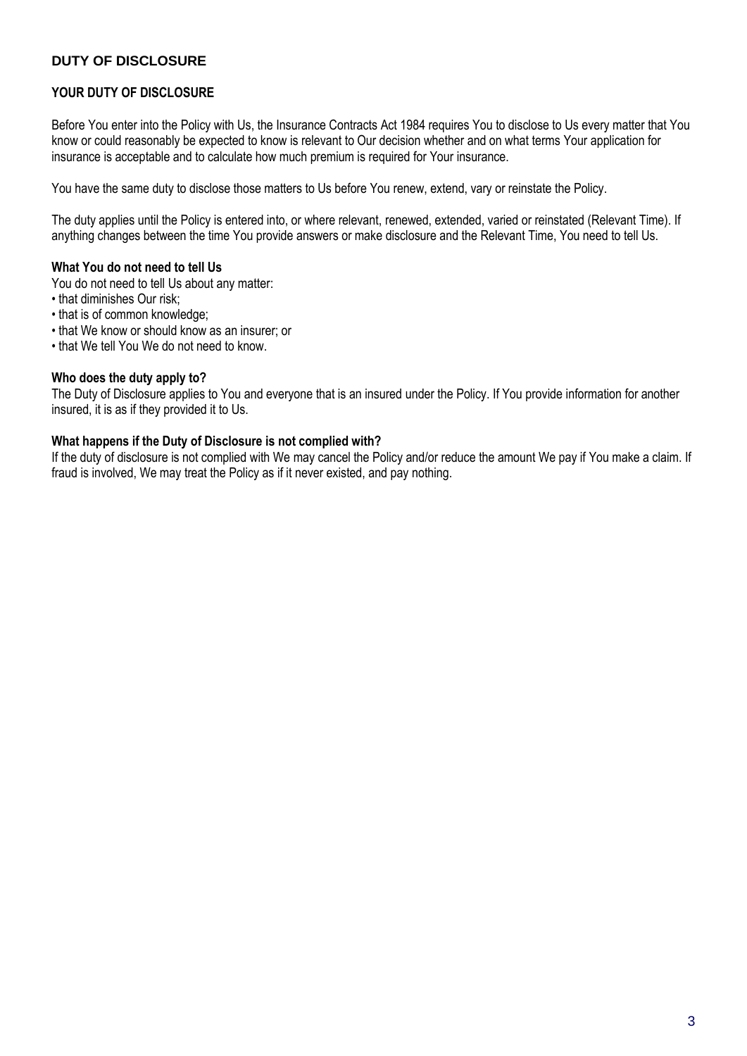## DUTY OF DISCLOSURE

### YOUR DUTY OF DISCLOSURE

Before You enter into the Policy with Us, the Insurance Contracts Act 1984 requires You to disclose to Us every matter that You know or could reasonably be expected to know is relevant to Our decision whether and on what terms Your application for insurance is acceptable and to calculate how much premium is required for Your insurance.

You have the same duty to disclose those matters to Us before You renew, extend, vary or reinstate the Policy.

The duty applies until the Policy is entered into, or where relevant, renewed, extended, varied or reinstated (Relevant Time). If anything changes between the time You provide answers or make disclosure and the Relevant Time, You need to tell Us.

**What You do not need to tell Us**

You do not need to tell Us about any matter:

- that diminishes Our risk;
- that is of common knowledge;
- that We know or should know as an insurer; or
- that We tell You We do not need to know.

**Who does the duty apply to?**

The Duty of Disclosure applies to You and everyone that is an insured under the Policy. If You provide information for another insured, it is as if they provided it to Us.

**What happens if the Duty of Disclosure is not complied with?**

If the duty of disclosure is not complied with We may cancel the Policy and/or reduce the amount We pay if You make a claim. If fraud is involved, We may treat the Policy as if it never existed, and pay nothing.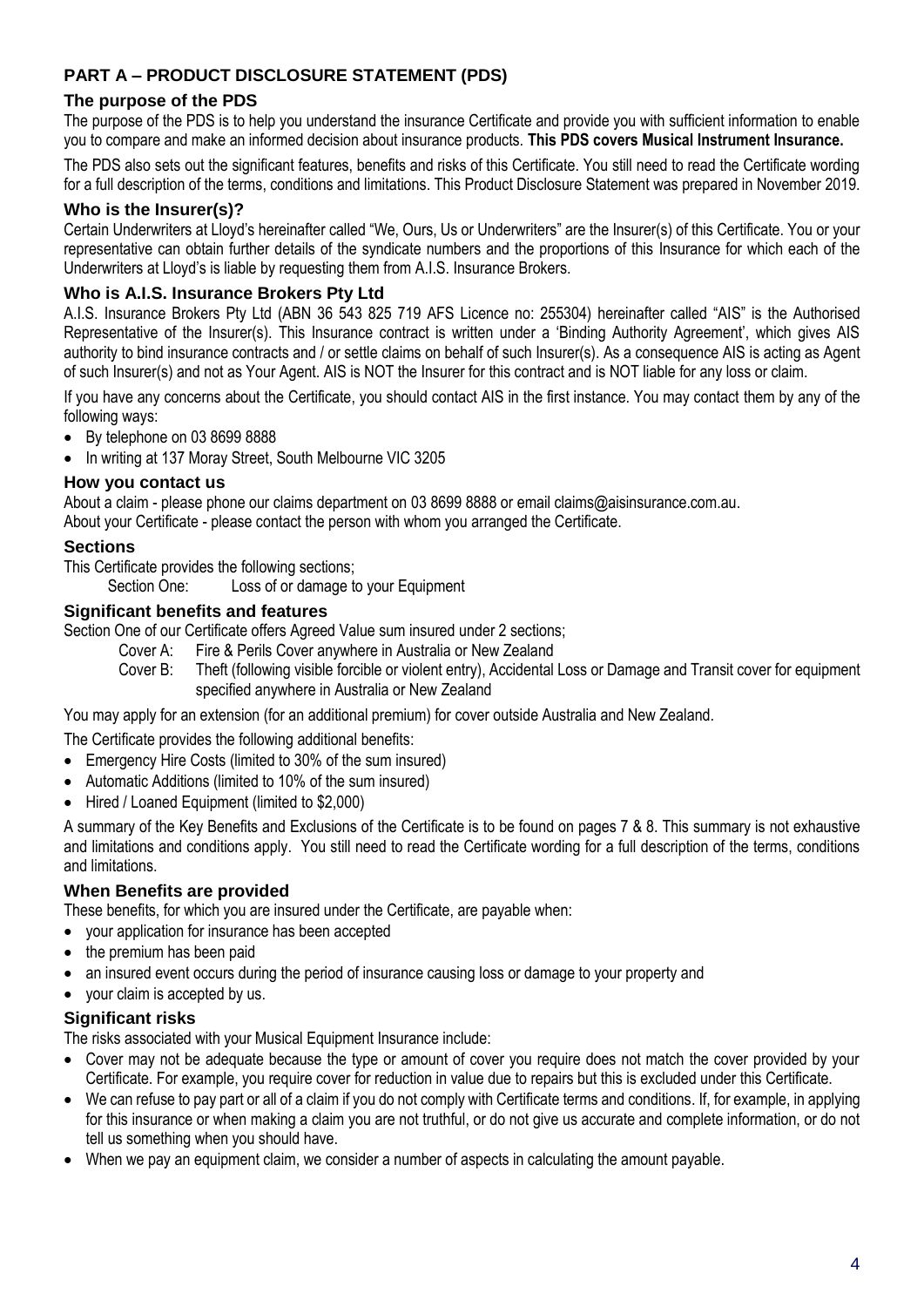# PART A – PRODUCT DISCLOSURE STATEMENT (PDS)

## The purpose of the PDS

The purpose of the PDS is to help you understand the insurance Certificate and provide you with sufficient information to enable you to compare and make an informed decision about insurance products. **This PDS covers Musical Instrument Insurance.**

The PDS also sets out the significant features, benefits and risks of this Certificate. You still need to read the Certificate wording for a full description of the terms, conditions and limitations. This Product Disclosure Statement was prepared in November 2019.

## Who is the Insurer(s)?

Certain Underwriters at Lloyd's hereinafter called "We, Ours, Us or Underwriters" are the Insurer(s) of this Certificate. You or your representative can obtain further details of the syndicate numbers and the proportions of this Insurance for which each of the Underwriters at Lloyd's is liable by requesting them from A.I.S. Insurance Brokers.

## Who is A.I.S. Insurance Brokers Pty Ltd

A.I.S. Insurance Brokers Pty Ltd (ABN 36 543 825 719 AFS Licence no: 255304) hereinafter called "AIS" is the Authorised Representative of the Insurer(s). This Insurance contract is written under a 'Binding Authority Agreement', which gives AIS authority to bind insurance contracts and / or settle claims on behalf of such Insurer(s). As a consequence AIS is acting as Agent of such Insurer(s) and not as Your Agent. AIS is NOT the Insurer for this contract and is NOT liable for any loss or claim.

If you have any concerns about the Certificate, you should contact AIS in the first instance. You may contact them by any of the following ways:

- By telephone on 03 8699 8888
- In writing at 137 Moray Street, South Melbourne VIC 3205

## How you contact us

About a claim - please phone our claims department on 03 8699 8888 or email claims@aisinsurance.com.au.
About your Certificate - please contact the person with whom you arranged the Certificate.

## Sections

This Certificate provides the following sections;

Section One: Loss of or damage to your Equipment

## Significant benefits and features

Section One of our Certificate offers Agreed Value sum insured under 2 sections;

Cover A: Fire & Perils Cover anywhere in Australia or New Zealand

Cover B: Theft (following visible forcible or violent entry), Accidental Loss or Damage and Transit cover for equipment specified anywhere in Australia or New Zealand

You may apply for an extension (for an additional premium) for cover outside Australia and New Zealand.

The Certificate provides the following additional benefits:

- Emergency Hire Costs (limited to 30% of the sum insured)
- Automatic Additions (limited to 10% of the sum insured)
- Hired / Loaned Equipment (limited to $2,000)

A summary of the Key Benefits and Exclusions of the Certificate is to be found on pages 7 & 8. This summary is not exhaustive and limitations and conditions apply. You still need to read the Certificate wording for a full description of the terms, conditions and limitations.

## When Benefits are provided

These benefits, for which you are insured under the Certificate, are payable when:

- your application for insurance has been accepted
- the premium has been paid
- an insured event occurs during the period of insurance causing loss or damage to your property and
- your claim is accepted by us.

## Significant risks

The risks associated with your Musical Equipment Insurance include:

- Cover may not be adequate because the type or amount of cover you require does not match the cover provided by your Certificate. For example, you require cover for reduction in value due to repairs but this is excluded under this Certificate.
- We can refuse to pay part or all of a claim if you do not comply with Certificate terms and conditions. If, for example, in applying for this insurance or when making a claim you are not truthful, or do not give us accurate and complete information, or do not tell us something when you should have.
- When we pay an equipment claim, we consider a number of aspects in calculating the amount payable.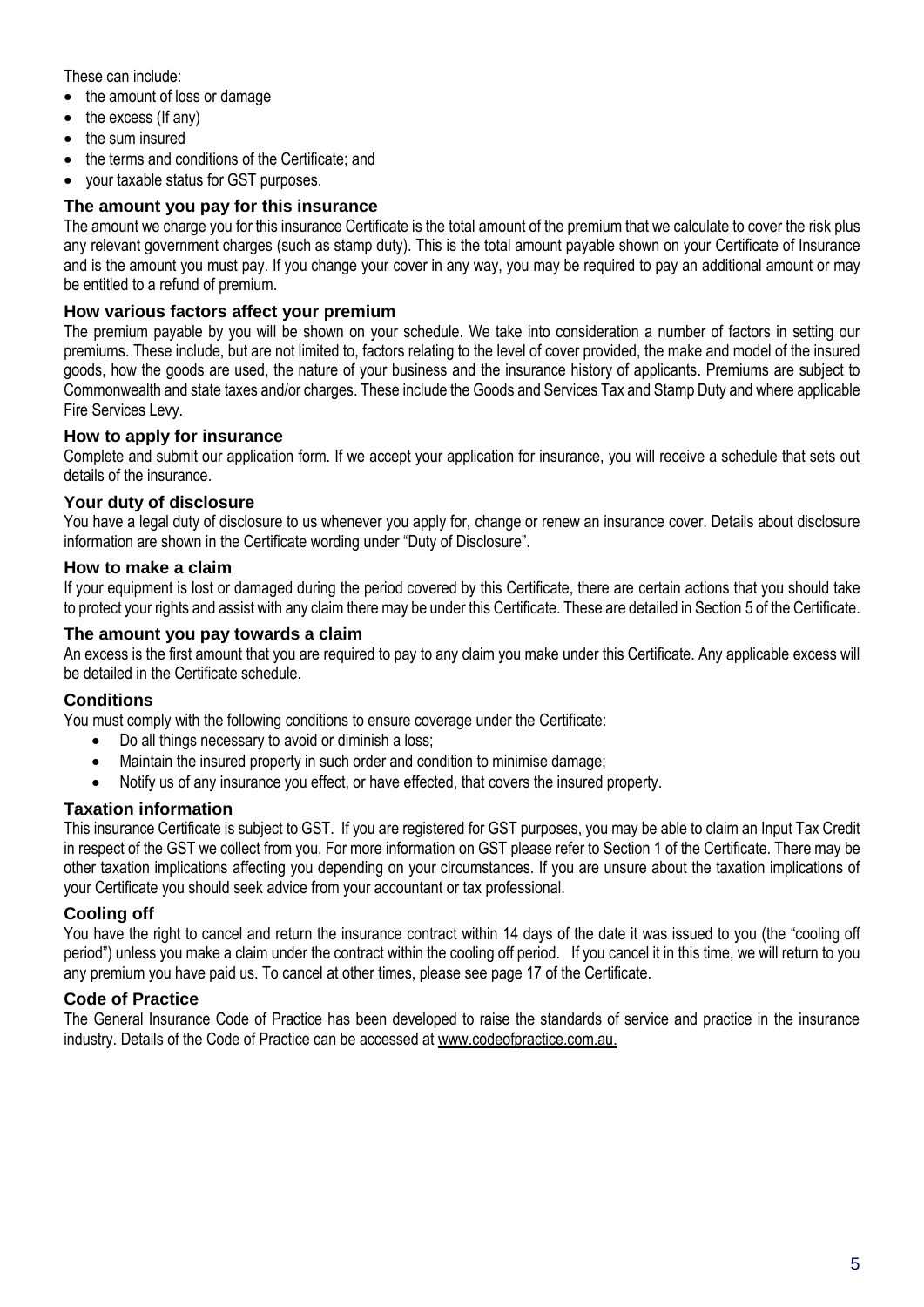These can include:

- the amount of loss or damage
- the excess (If any)
- the sum insured
- the terms and conditions of the Certificate; and
- your taxable status for GST purposes.

### The amount you pay for this insurance

The amount we charge you for this insurance Certificate is the total amount of the premium that we calculate to cover the risk plus any relevant government charges (such as stamp duty). This is the total amount payable shown on your Certificate of Insurance and is the amount you must pay. If you change your cover in any way, you may be required to pay an additional amount or may be entitled to a refund of premium.

### How various factors affect your premium

The premium payable by you will be shown on your schedule. We take into consideration a number of factors in setting our premiums. These include, but are not limited to, factors relating to the level of cover provided, the make and model of the insured goods, how the goods are used, the nature of your business and the insurance history of applicants. Premiums are subject to Commonwealth and state taxes and/or charges. These include the Goods and Services Tax and Stamp Duty and where applicable Fire Services Levy.

### How to apply for insurance

Complete and submit our application form. If we accept your application for insurance, you will receive a schedule that sets out details of the insurance.

### Your duty of disclosure

You have a legal duty of disclosure to us whenever you apply for, change or renew an insurance cover. Details about disclosure information are shown in the Certificate wording under "Duty of Disclosure".

### How to make a claim

If your equipment is lost or damaged during the period covered by this Certificate, there are certain actions that you should take to protect your rights and assist with any claim there may be under this Certificate. These are detailed in Section 5 of the Certificate.

### The amount you pay towards a claim

An excess is the first amount that you are required to pay to any claim you make under this Certificate. Any applicable excess will be detailed in the Certificate schedule.

### Conditions

You must comply with the following conditions to ensure coverage under the Certificate:

- Do all things necessary to avoid or diminish a loss;
- Maintain the insured property in such order and condition to minimise damage;
- Notify us of any insurance you effect, or have effected, that covers the insured property.

### Taxation information

This insurance Certificate is subject to GST. If you are registered for GST purposes, you may be able to claim an Input Tax Credit in respect of the GST we collect from you. For more information on GST please refer to Section 1 of the Certificate. There may be other taxation implications affecting you depending on your circumstances. If you are unsure about the taxation implications of your Certificate you should seek advice from your accountant or tax professional.

### Cooling off

You have the right to cancel and return the insurance contract within 14 days of the date it was issued to you (the "cooling off period") unless you make a claim under the contract within the cooling off period. If you cancel it in this time, we will return to you any premium you have paid us. To cancel at other times, please see page 17 of the Certificate.

### Code of Practice

The General Insurance Code of Practice has been developed to raise the standards of service and practice in the insurance industry. Details of the Code of Practice can be accessed at www.codeofpractice.com.au.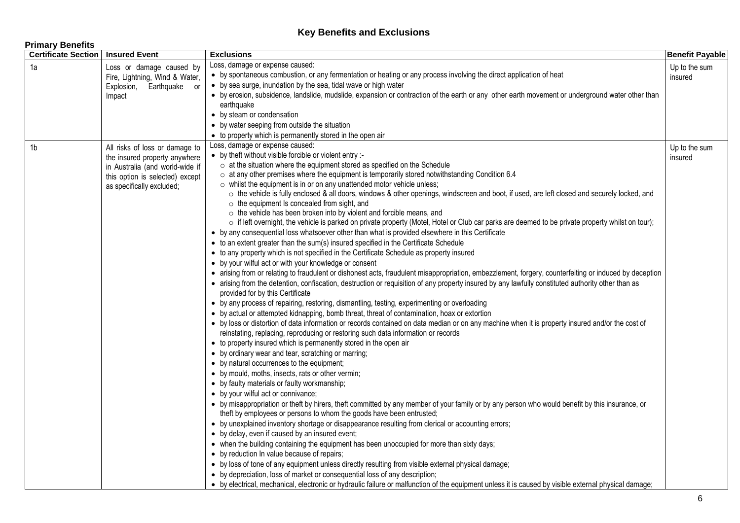# Key Benefits and Exclusions

**Primary Benefits**

| Certificate Section | Insured Event | Exclusions | Benefit Payable |
|---|---|---|---|
| 1a | Loss or damage caused by Fire, Lightning, Wind & Water, Explosion, Earthquake or Impact | Loss, damage or expense caused:<br>• by spontaneous combustion, or any fermentation or heating or any process involving the direct application of heat<br>• by sea surge, inundation by the sea, tidal wave or high water<br>• by erosion, subsidence, landslide, mudslide, expansion or contraction of the earth or any other earth movement or underground water other than earthquake<br>• by steam or condensation<br>• by water seeping from outside the situation<br>• to property which is permanently stored in the open air | Up to the sum insured |
| 1b | All risks of loss or damage to the insured property anywhere in Australia (and world-wide if this option is selected) except as specifically excluded; | Loss, damage or expense caused:<br>• by theft without visible forcible or violent entry :-<br>○ at the situation where the equipment stored as specified on the Schedule<br>○ at any other premises where the equipment is temporarily stored notwithstanding Condition 6.4<br>○ whilst the equipment is in or on any unattended motor vehicle unless;<br>○ the vehicle is fully enclosed & all doors, windows & other openings, windscreen and boot, if used, are left closed and securely locked, and<br>○ the equipment Is concealed from sight, and<br>○ the vehicle has been broken into by violent and forcible means, and<br>○ if left overnight, the vehicle is parked on private property (Motel, Hotel or Club car parks are deemed to be private property whilst on tour);<br>• by any consequential loss whatsoever other than what is provided elsewhere in this Certificate<br>• to an extent greater than the sum(s) insured specified in the Certificate Schedule<br>• to any property which is not specified in the Certificate Schedule as property insured<br>• by your wilful act or with your knowledge or consent<br>• arising from or relating to fraudulent or dishonest acts, fraudulent misappropriation, embezzlement, forgery, counterfeiting or induced by deception<br>• arising from the detention, confiscation, destruction or requisition of any property insured by any lawfully constituted authority other than as provided for by this Certificate<br>• by any process of repairing, restoring, dismantling, testing, experimenting or overloading<br>• by actual or attempted kidnapping, bomb threat, threat of contamination, hoax or extortion<br>• by loss or distortion of data information or records contained on data median or on any machine when it is property insured and/or the cost of reinstating, replacing, reproducing or restoring such data information or records<br>• to property insured which is permanently stored in the open air<br>• by ordinary wear and tear, scratching or marring;<br>• by natural occurrences to the equipment;<br>• by mould, moths, insects, rats or other vermin;<br>• by faulty materials or faulty workmanship;<br>• by your wilful act or connivance;<br>• by misappropriation or theft by hirers, theft committed by any member of your family or by any person who would benefit by this insurance, or theft by employees or persons to whom the goods have been entrusted;<br>• by unexplained inventory shortage or disappearance resulting from clerical or accounting errors;<br>• by delay, even if caused by an insured event;<br>• when the building containing the equipment has been unoccupied for more than sixty days;<br>• by reduction In value because of repairs;<br>• by loss of tone of any equipment unless directly resulting from visible external physical damage;<br>• by depreciation, loss of market or consequential loss of any description;<br>• by electrical, mechanical, electronic or hydraulic failure or malfunction of the equipment unless it is caused by visible external physical damage; | Up to the sum insured |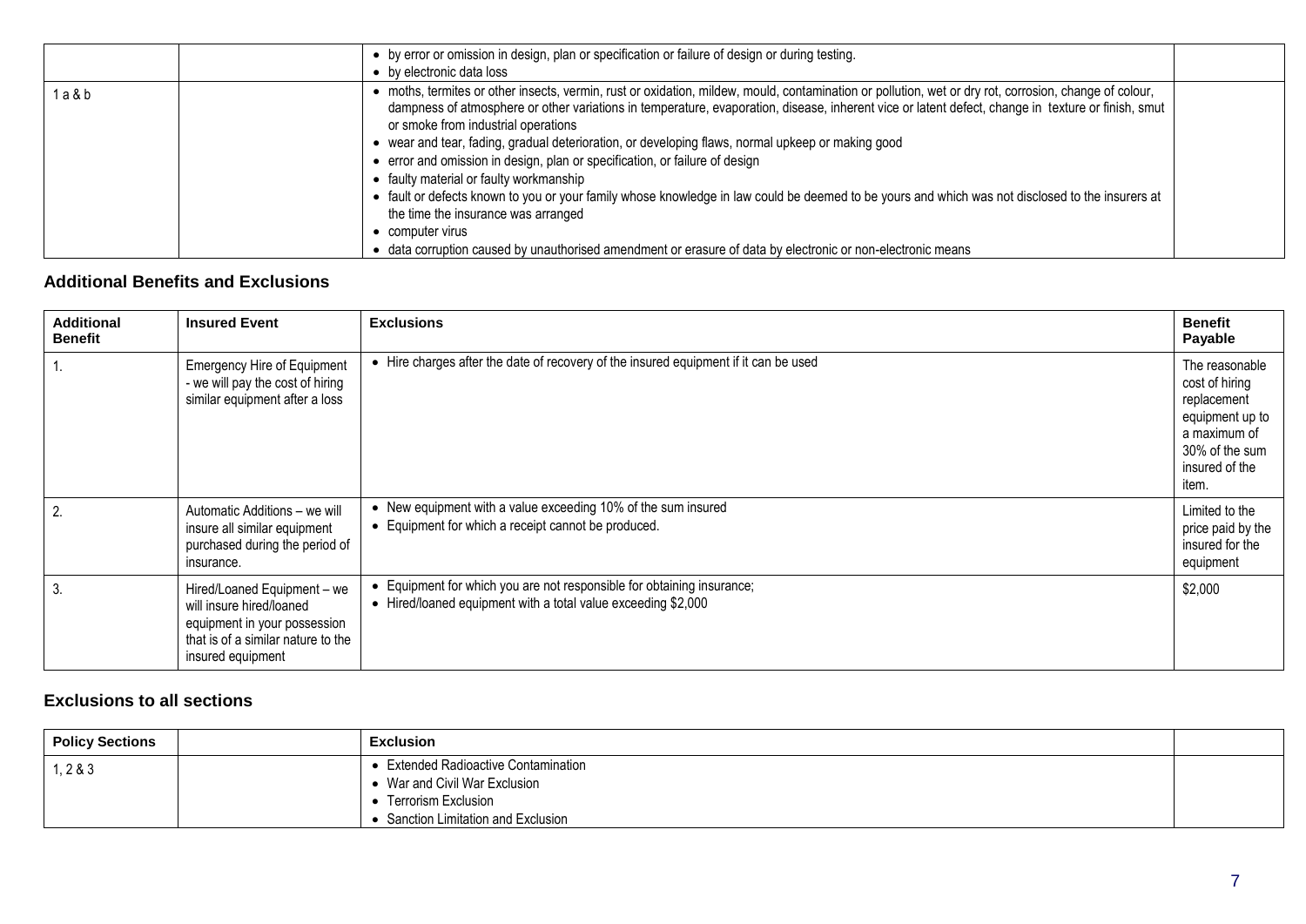| | | | |
|---|---|---|---|
| | | • by error or omission in design, plan or specification or failure of design or during testing.<br>• by electronic data loss | |
| 1 a & b | | • moths, termites or other insects, vermin, rust or oxidation, mildew, mould, contamination or pollution, wet or dry rot, corrosion, change of colour, dampness of atmosphere or other variations in temperature, evaporation, disease, inherent vice or latent defect, change in texture or finish, smut or smoke from industrial operations<br>• wear and tear, fading, gradual deterioration, or developing flaws, normal upkeep or making good<br>• error and omission in design, plan or specification, or failure of design<br>• faulty material or faulty workmanship<br>• fault or defects known to you or your family whose knowledge in law could be deemed to be yours and which was not disclosed to the insurers at the time the insurance was arranged<br>• computer virus<br>• data corruption caused by unauthorised amendment or erasure of data by electronic or non-electronic means | |

### Additional Benefits and Exclusions

| Additional Benefit | Insured Event | Exclusions | Benefit Payable |
|---|---|---|---|
| 1. | Emergency Hire of Equipment - we will pay the cost of hiring similar equipment after a loss | • Hire charges after the date of recovery of the insured equipment if it can be used | The reasonable cost of hiring replacement equipment up to a maximum of 30% of the sum insured of the item. |
| 2. | Automatic Additions – we will insure all similar equipment purchased during the period of insurance. | • New equipment with a value exceeding 10% of the sum insured<br>• Equipment for which a receipt cannot be produced. | Limited to the price paid by the insured for the equipment |
| 3. | Hired/Loaned Equipment – we will insure hired/loaned equipment in your possession that is of a similar nature to the insured equipment | • Equipment for which you are not responsible for obtaining insurance;<br>• Hired/loaned equipment with a total value exceeding $2,000 | $2,000 |

### Exclusions to all sections

| Policy Sections | | Exclusion | |
|---|---|---|---|
| 1, 2 & 3 | | • Extended Radioactive Contamination<br>• War and Civil War Exclusion<br>• Terrorism Exclusion<br>• Sanction Limitation and Exclusion | |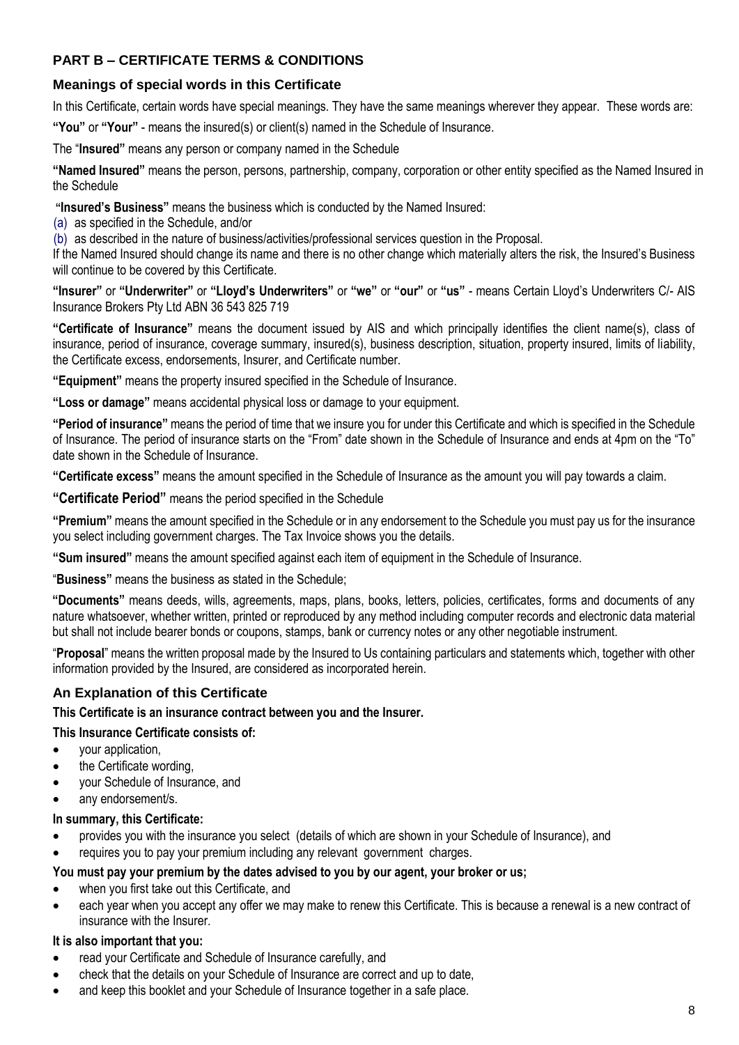## PART B – CERTIFICATE TERMS & CONDITIONS

### Meanings of special words in this Certificate

In this Certificate, certain words have special meanings. They have the same meanings wherever they appear. These words are:

**"You"** or **"Your"** - means the insured(s) or client(s) named in the Schedule of Insurance.

The "**Insured"** means any person or company named in the Schedule

**"Named Insured"** means the person, persons, partnership, company, corporation or other entity specified as the Named Insured in the Schedule

**"Insured's Business"** means the business which is conducted by the Named Insured:

(a) as specified in the Schedule, and/or

(b) as described in the nature of business/activities/professional services question in the Proposal.

If the Named Insured should change its name and there is no other change which materially alters the risk, the Insured's Business will continue to be covered by this Certificate.

**"Insurer"** or **"Underwriter"** or **"Lloyd's Underwriters"** or **"we"** or **"our"** or **"us"** - means Certain Lloyd's Underwriters C/- AIS Insurance Brokers Pty Ltd ABN 36 543 825 719

**"Certificate of Insurance"** means the document issued by AIS and which principally identifies the client name(s), class of insurance, period of insurance, coverage summary, insured(s), business description, situation, property insured, limits of liability, the Certificate excess, endorsements, Insurer, and Certificate number.

**"Equipment"** means the property insured specified in the Schedule of Insurance.

**"Loss or damage"** means accidental physical loss or damage to your equipment.

**"Period of insurance"** means the period of time that we insure you for under this Certificate and which is specified in the Schedule of Insurance. The period of insurance starts on the "From" date shown in the Schedule of Insurance and ends at 4pm on the "To" date shown in the Schedule of Insurance.

**"Certificate excess"** means the amount specified in the Schedule of Insurance as the amount you will pay towards a claim.

**"Certificate Period"** means the period specified in the Schedule

**"Premium"** means the amount specified in the Schedule or in any endorsement to the Schedule you must pay us for the insurance you select including government charges. The Tax Invoice shows you the details.

**"Sum insured"** means the amount specified against each item of equipment in the Schedule of Insurance.

"**Business"** means the business as stated in the Schedule;

**"Documents"** means deeds, wills, agreements, maps, plans, books, letters, policies, certificates, forms and documents of any nature whatsoever, whether written, printed or reproduced by any method including computer records and electronic data material but shall not include bearer bonds or coupons, stamps, bank or currency notes or any other negotiable instrument.

"**Proposal**" means the written proposal made by the Insured to Us containing particulars and statements which, together with other information provided by the Insured, are considered as incorporated herein.

### An Explanation of this Certificate

**This Certificate is an insurance contract between you and the Insurer.**

**This Insurance Certificate consists of:**

- your application,
- the Certificate wording,
- your Schedule of Insurance, and
- any endorsement/s.

**In summary, this Certificate:**

- provides you with the insurance you select (details of which are shown in your Schedule of Insurance), and
- requires you to pay your premium including any relevant government charges.

**You must pay your premium by the dates advised to you by our agent, your broker or us;**

- when you first take out this Certificate, and
- each year when you accept any offer we may make to renew this Certificate. This is because a renewal is a new contract of insurance with the Insurer.

**It is also important that you:**

- read your Certificate and Schedule of Insurance carefully, and
- check that the details on your Schedule of Insurance are correct and up to date,
- and keep this booklet and your Schedule of Insurance together in a safe place.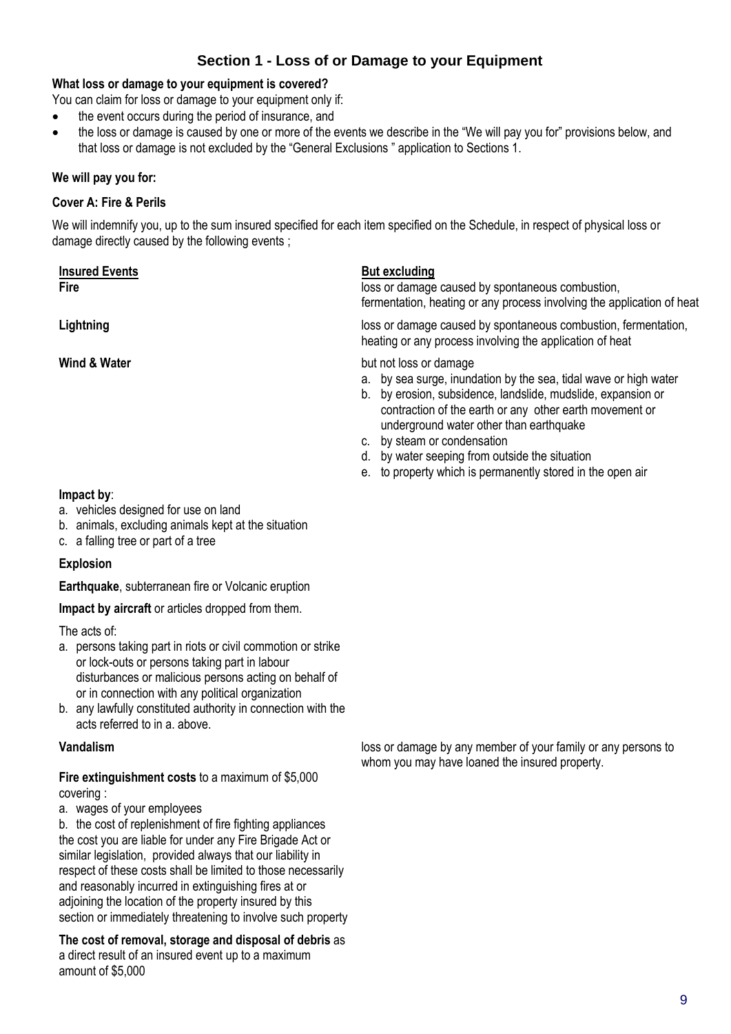## Section 1 - Loss of or Damage to your Equipment

**What loss or damage to your equipment is covered?**

You can claim for loss or damage to your equipment only if:

- the event occurs during the period of insurance, and
- the loss or damage is caused by one or more of the events we describe in the "We will pay you for" provisions below, and that loss or damage is not excluded by the "General Exclusions " application to Sections 1.

**We will pay you for:**

**Cover A: Fire & Perils**

We will indemnify you, up to the sum insured specified for each item specified on the Schedule, in respect of physical loss or damage directly caused by the following events ;

| **Insured Events** | **But excluding** |
|---|---|
| **Fire** | loss or damage caused by spontaneous combustion, fermentation, heating or any process involving the application of heat |
| **Lightning** | loss or damage caused by spontaneous combustion, fermentation, heating or any process involving the application of heat |
| **Wind & Water** | but not loss or damage<br>a. by sea surge, inundation by the sea, tidal wave or high water<br>b. by erosion, subsidence, landslide, mudslide, expansion or contraction of the earth or any other earth movement or underground water other than earthquake<br>c. by steam or condensation<br>d. by water seeping from outside the situation<br>e. to property which is permanently stored in the open air |
| **Impact by**:<br>a. vehicles designed for use on land<br>b. animals, excluding animals kept at the situation<br>c. a falling tree or part of a tree | |
| **Explosion** | |
| **Earthquake**, subterranean fire or Volcanic eruption | |
| **Impact by aircraft** or articles dropped from them. | |
| The acts of:<br>a. persons taking part in riots or civil commotion or strike or lock-outs or persons taking part in labour disturbances or malicious persons acting on behalf of or in connection with any political organization<br>b. any lawfully constituted authority in connection with the acts referred to in a. above. | |
| **Vandalism** | loss or damage by any member of your family or any persons to whom you may have loaned the insured property. |
| **Fire extinguishment costs** to a maximum of $5,000 covering :<br>a. wages of your employees<br>b. the cost of replenishment of fire fighting appliances the cost you are liable for under any Fire Brigade Act or similar legislation, provided always that our liability in respect of these costs shall be limited to those necessarily and reasonably incurred in extinguishing fires at or adjoining the location of the property insured by this section or immediately threatening to involve such property | |
| **The cost of removal, storage and disposal of debris** as a direct result of an insured event up to a maximum amount of $5,000 | |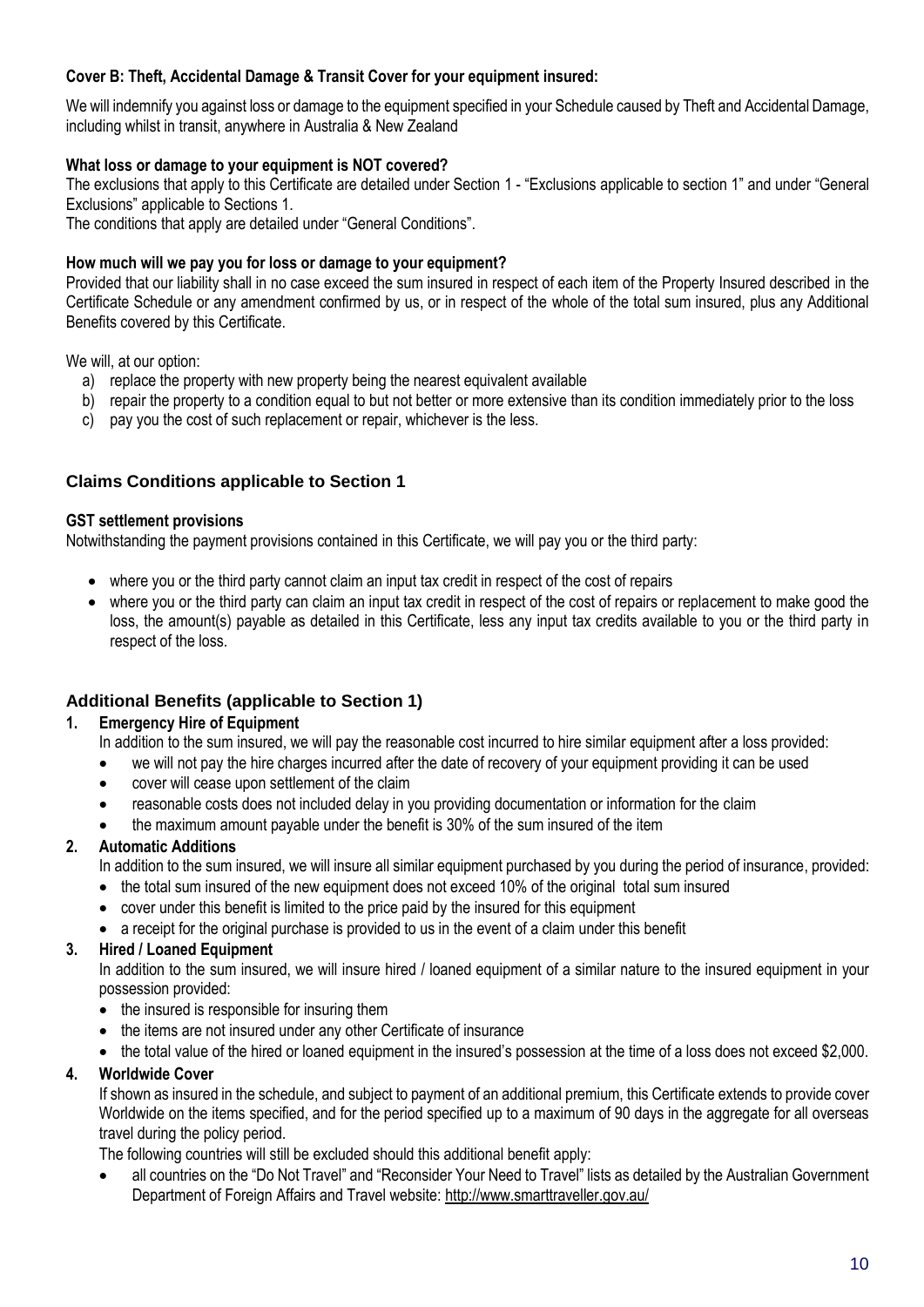**Cover B: Theft, Accidental Damage & Transit Cover for your equipment insured:**

We will indemnify you against loss or damage to the equipment specified in your Schedule caused by Theft and Accidental Damage, including whilst in transit, anywhere in Australia & New Zealand

**What loss or damage to your equipment is NOT covered?**

The exclusions that apply to this Certificate are detailed under Section 1 - "Exclusions applicable to section 1" and under "General Exclusions" applicable to Sections 1.

The conditions that apply are detailed under "General Conditions".

**How much will we pay you for loss or damage to your equipment?**

Provided that our liability shall in no case exceed the sum insured in respect of each item of the Property Insured described in the Certificate Schedule or any amendment confirmed by us, or in respect of the whole of the total sum insured, plus any Additional Benefits covered by this Certificate.

We will, at our option:

a) replace the property with new property being the nearest equivalent available
b) repair the property to a condition equal to but not better or more extensive than its condition immediately prior to the loss
c) pay you the cost of such replacement or repair, whichever is the less.

## Claims Conditions applicable to Section 1

**GST settlement provisions**

Notwithstanding the payment provisions contained in this Certificate, we will pay you or the third party:

- where you or the third party cannot claim an input tax credit in respect of the cost of repairs
- where you or the third party can claim an input tax credit in respect of the cost of repairs or replacement to make good the loss, the amount(s) payable as detailed in this Certificate, less any input tax credits available to you or the third party in respect of the loss.

## Additional Benefits (applicable to Section 1)

**1. Emergency Hire of Equipment**

In addition to the sum insured, we will pay the reasonable cost incurred to hire similar equipment after a loss provided:

- we will not pay the hire charges incurred after the date of recovery of your equipment providing it can be used
- cover will cease upon settlement of the claim
- reasonable costs does not included delay in you providing documentation or information for the claim
- the maximum amount payable under the benefit is 30% of the sum insured of the item

**2. Automatic Additions**

In addition to the sum insured, we will insure all similar equipment purchased by you during the period of insurance, provided:

- the total sum insured of the new equipment does not exceed 10% of the original total sum insured
- cover under this benefit is limited to the price paid by the insured for this equipment
- a receipt for the original purchase is provided to us in the event of a claim under this benefit

**3. Hired / Loaned Equipment**

In addition to the sum insured, we will insure hired / loaned equipment of a similar nature to the insured equipment in your possession provided:

- the insured is responsible for insuring them
- the items are not insured under any other Certificate of insurance
- the total value of the hired or loaned equipment in the insured's possession at the time of a loss does not exceed $2,000.

**4. Worldwide Cover**

If shown as insured in the schedule, and subject to payment of an additional premium, this Certificate extends to provide cover Worldwide on the items specified, and for the period specified up to a maximum of 90 days in the aggregate for all overseas travel during the policy period.

The following countries will still be excluded should this additional benefit apply:

- all countries on the "Do Not Travel" and "Reconsider Your Need to Travel" lists as detailed by the Australian Government Department of Foreign Affairs and Travel website: http://www.smarttraveller.gov.au/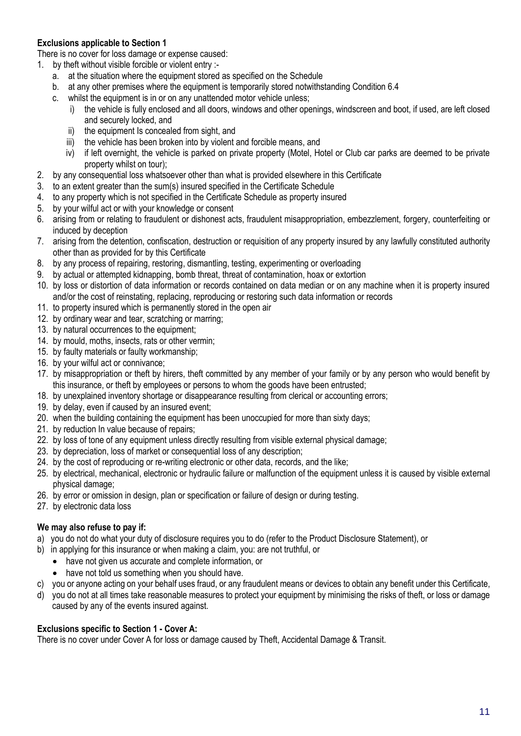**Exclusions applicable to Section 1**

There is no cover for loss damage or expense caused:

1. by theft without visible forcible or violent entry :-
   a. at the situation where the equipment stored as specified on the Schedule
   b. at any other premises where the equipment is temporarily stored notwithstanding Condition 6.4
   c. whilst the equipment is in or on any unattended motor vehicle unless;
      i) the vehicle is fully enclosed and all doors, windows and other openings, windscreen and boot, if used, are left closed and securely locked, and
      ii) the equipment Is concealed from sight, and
      iii) the vehicle has been broken into by violent and forcible means, and
      iv) if left overnight, the vehicle is parked on private property (Motel, Hotel or Club car parks are deemed to be private property whilst on tour);
2. by any consequential loss whatsoever other than what is provided elsewhere in this Certificate
3. to an extent greater than the sum(s) insured specified in the Certificate Schedule
4. to any property which is not specified in the Certificate Schedule as property insured
5. by your wilful act or with your knowledge or consent
6. arising from or relating to fraudulent or dishonest acts, fraudulent misappropriation, embezzlement, forgery, counterfeiting or induced by deception
7. arising from the detention, confiscation, destruction or requisition of any property insured by any lawfully constituted authority other than as provided for by this Certificate
8. by any process of repairing, restoring, dismantling, testing, experimenting or overloading
9. by actual or attempted kidnapping, bomb threat, threat of contamination, hoax or extortion
10. by loss or distortion of data information or records contained on data median or on any machine when it is property insured and/or the cost of reinstating, replacing, reproducing or restoring such data information or records
11. to property insured which is permanently stored in the open air
12. by ordinary wear and tear, scratching or marring;
13. by natural occurrences to the equipment;
14. by mould, moths, insects, rats or other vermin;
15. by faulty materials or faulty workmanship;
16. by your wilful act or connivance;
17. by misappropriation or theft by hirers, theft committed by any member of your family or by any person who would benefit by this insurance, or theft by employees or persons to whom the goods have been entrusted;
18. by unexplained inventory shortage or disappearance resulting from clerical or accounting errors;
19. by delay, even if caused by an insured event;
20. when the building containing the equipment has been unoccupied for more than sixty days;
21. by reduction In value because of repairs;
22. by loss of tone of any equipment unless directly resulting from visible external physical damage;
23. by depreciation, loss of market or consequential loss of any description;
24. by the cost of reproducing or re-writing electronic or other data, records, and the like;
25. by electrical, mechanical, electronic or hydraulic failure or malfunction of the equipment unless it is caused by visible external physical damage;
26. by error or omission in design, plan or specification or failure of design or during testing.
27. by electronic data loss

**We may also refuse to pay if:**

a) you do not do what your duty of disclosure requires you to do (refer to the Product Disclosure Statement), or
b) in applying for this insurance or when making a claim, you: are not truthful, or
   - have not given us accurate and complete information, or
   - have not told us something when you should have.
c) you or anyone acting on your behalf uses fraud, or any fraudulent means or devices to obtain any benefit under this Certificate,
d) you do not at all times take reasonable measures to protect your equipment by minimising the risks of theft, or loss or damage caused by any of the events insured against.

**Exclusions specific to Section 1 - Cover A:**

There is no cover under Cover A for loss or damage caused by Theft, Accidental Damage & Transit.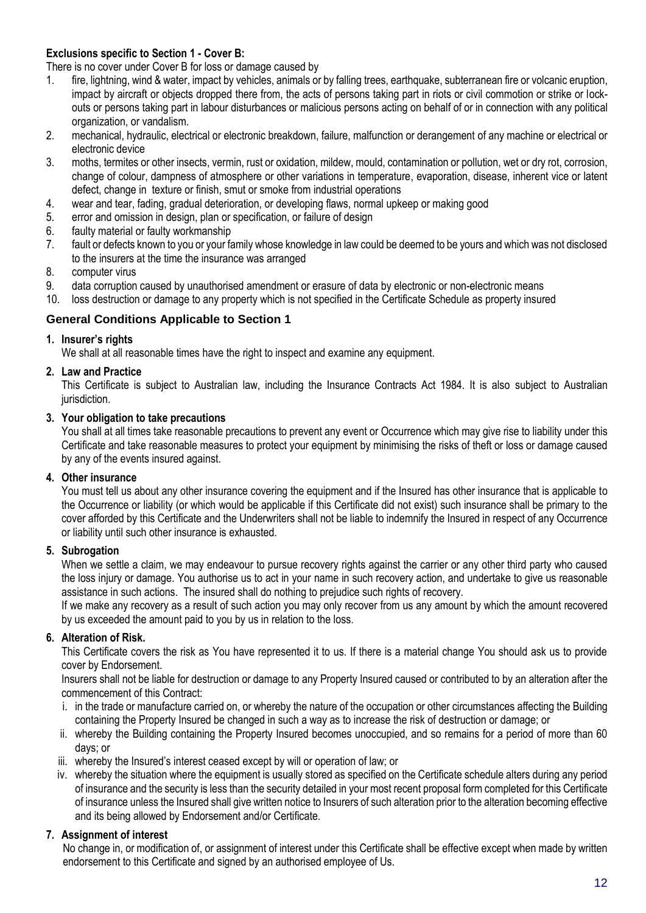**Exclusions specific to Section 1 - Cover B:**

There is no cover under Cover B for loss or damage caused by

1. fire, lightning, wind & water, impact by vehicles, animals or by falling trees, earthquake, subterranean fire or volcanic eruption, impact by aircraft or objects dropped there from, the acts of persons taking part in riots or civil commotion or strike or lock-outs or persons taking part in labour disturbances or malicious persons acting on behalf of or in connection with any political organization, or vandalism.
2. mechanical, hydraulic, electrical or electronic breakdown, failure, malfunction or derangement of any machine or electrical or electronic device
3. moths, termites or other insects, vermin, rust or oxidation, mildew, mould, contamination or pollution, wet or dry rot, corrosion, change of colour, dampness of atmosphere or other variations in temperature, evaporation, disease, inherent vice or latent defect, change in texture or finish, smut or smoke from industrial operations
4. wear and tear, fading, gradual deterioration, or developing flaws, normal upkeep or making good
5. error and omission in design, plan or specification, or failure of design
6. faulty material or faulty workmanship
7. fault or defects known to you or your family whose knowledge in law could be deemed to be yours and which was not disclosed to the insurers at the time the insurance was arranged
8. computer virus
9. data corruption caused by unauthorised amendment or erasure of data by electronic or non-electronic means
10. loss destruction or damage to any property which is not specified in the Certificate Schedule as property insured

## General Conditions Applicable to Section 1

**1. Insurer's rights**

We shall at all reasonable times have the right to inspect and examine any equipment.

**2. Law and Practice**

This Certificate is subject to Australian law, including the Insurance Contracts Act 1984. It is also subject to Australian jurisdiction.

**3. Your obligation to take precautions**

You shall at all times take reasonable precautions to prevent any event or Occurrence which may give rise to liability under this Certificate and take reasonable measures to protect your equipment by minimising the risks of theft or loss or damage caused by any of the events insured against.

**4. Other insurance**

You must tell us about any other insurance covering the equipment and if the Insured has other insurance that is applicable to the Occurrence or liability (or which would be applicable if this Certificate did not exist) such insurance shall be primary to the cover afforded by this Certificate and the Underwriters shall not be liable to indemnify the Insured in respect of any Occurrence or liability until such other insurance is exhausted.

**5. Subrogation**

When we settle a claim, we may endeavour to pursue recovery rights against the carrier or any other third party who caused the loss injury or damage. You authorise us to act in your name in such recovery action, and undertake to give us reasonable assistance in such actions. The insured shall do nothing to prejudice such rights of recovery.

If we make any recovery as a result of such action you may only recover from us any amount by which the amount recovered by us exceeded the amount paid to you by us in relation to the loss.

**6. Alteration of Risk.**

This Certificate covers the risk as You have represented it to us. If there is a material change You should ask us to provide cover by Endorsement.

Insurers shall not be liable for destruction or damage to any Property Insured caused or contributed to by an alteration after the commencement of this Contract:

i. in the trade or manufacture carried on, or whereby the nature of the occupation or other circumstances affecting the Building containing the Property Insured be changed in such a way as to increase the risk of destruction or damage; or
ii. whereby the Building containing the Property Insured becomes unoccupied, and so remains for a period of more than 60 days; or
iii. whereby the Insured's interest ceased except by will or operation of law; or
iv. whereby the situation where the equipment is usually stored as specified on the Certificate schedule alters during any period of insurance and the security is less than the security detailed in your most recent proposal form completed for this Certificate of insurance unless the Insured shall give written notice to Insurers of such alteration prior to the alteration becoming effective and its being allowed by Endorsement and/or Certificate.

**7. Assignment of interest**

No change in, or modification of, or assignment of interest under this Certificate shall be effective except when made by written endorsement to this Certificate and signed by an authorised employee of Us.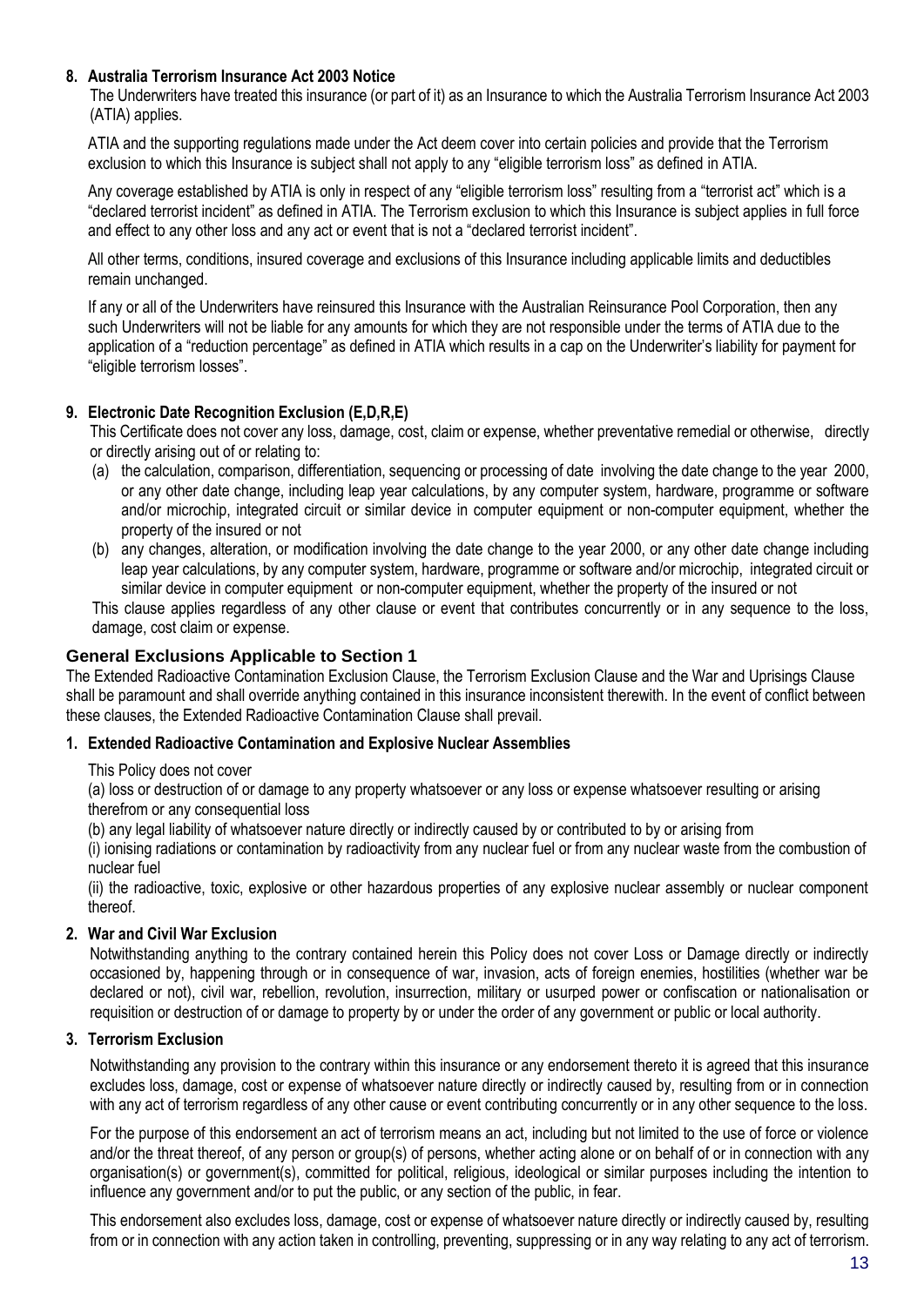**8. Australia Terrorism Insurance Act 2003 Notice**

The Underwriters have treated this insurance (or part of it) as an Insurance to which the Australia Terrorism Insurance Act 2003 (ATIA) applies.

ATIA and the supporting regulations made under the Act deem cover into certain policies and provide that the Terrorism exclusion to which this Insurance is subject shall not apply to any "eligible terrorism loss" as defined in ATIA.

Any coverage established by ATIA is only in respect of any "eligible terrorism loss" resulting from a "terrorist act" which is a "declared terrorist incident" as defined in ATIA. The Terrorism exclusion to which this Insurance is subject applies in full force and effect to any other loss and any act or event that is not a "declared terrorist incident".

All other terms, conditions, insured coverage and exclusions of this Insurance including applicable limits and deductibles remain unchanged.

If any or all of the Underwriters have reinsured this Insurance with the Australian Reinsurance Pool Corporation, then any such Underwriters will not be liable for any amounts for which they are not responsible under the terms of ATIA due to the application of a "reduction percentage" as defined in ATIA which results in a cap on the Underwriter's liability for payment for "eligible terrorism losses".

**9. Electronic Date Recognition Exclusion (E,D,R,E)**

This Certificate does not cover any loss, damage, cost, claim or expense, whether preventative remedial or otherwise, directly or directly arising out of or relating to:

(a) the calculation, comparison, differentiation, sequencing or processing of date involving the date change to the year 2000, or any other date change, including leap year calculations, by any computer system, hardware, programme or software and/or microchip, integrated circuit or similar device in computer equipment or non-computer equipment, whether the property of the insured or not

(b) any changes, alteration, or modification involving the date change to the year 2000, or any other date change including leap year calculations, by any computer system, hardware, programme or software and/or microchip, integrated circuit or similar device in computer equipment or non-computer equipment, whether the property of the insured or not

This clause applies regardless of any other clause or event that contributes concurrently or in any sequence to the loss, damage, cost claim or expense.

## General Exclusions Applicable to Section 1

The Extended Radioactive Contamination Exclusion Clause, the Terrorism Exclusion Clause and the War and Uprisings Clause shall be paramount and shall override anything contained in this insurance inconsistent therewith. In the event of conflict between these clauses, the Extended Radioactive Contamination Clause shall prevail.

**1. Extended Radioactive Contamination and Explosive Nuclear Assemblies**

This Policy does not cover

(a) loss or destruction of or damage to any property whatsoever or any loss or expense whatsoever resulting or arising therefrom or any consequential loss

(b) any legal liability of whatsoever nature directly or indirectly caused by or contributed to by or arising from

(i) ionising radiations or contamination by radioactivity from any nuclear fuel or from any nuclear waste from the combustion of nuclear fuel

(ii) the radioactive, toxic, explosive or other hazardous properties of any explosive nuclear assembly or nuclear component thereof.

**2. War and Civil War Exclusion**

Notwithstanding anything to the contrary contained herein this Policy does not cover Loss or Damage directly or indirectly occasioned by, happening through or in consequence of war, invasion, acts of foreign enemies, hostilities (whether war be declared or not), civil war, rebellion, revolution, insurrection, military or usurped power or confiscation or nationalisation or requisition or destruction of or damage to property by or under the order of any government or public or local authority.

**3. Terrorism Exclusion**

Notwithstanding any provision to the contrary within this insurance or any endorsement thereto it is agreed that this insurance excludes loss, damage, cost or expense of whatsoever nature directly or indirectly caused by, resulting from or in connection with any act of terrorism regardless of any other cause or event contributing concurrently or in any other sequence to the loss.

For the purpose of this endorsement an act of terrorism means an act, including but not limited to the use of force or violence and/or the threat thereof, of any person or group(s) of persons, whether acting alone or on behalf of or in connection with any organisation(s) or government(s), committed for political, religious, ideological or similar purposes including the intention to influence any government and/or to put the public, or any section of the public, in fear.

This endorsement also excludes loss, damage, cost or expense of whatsoever nature directly or indirectly caused by, resulting from or in connection with any action taken in controlling, preventing, suppressing or in any way relating to any act of terrorism.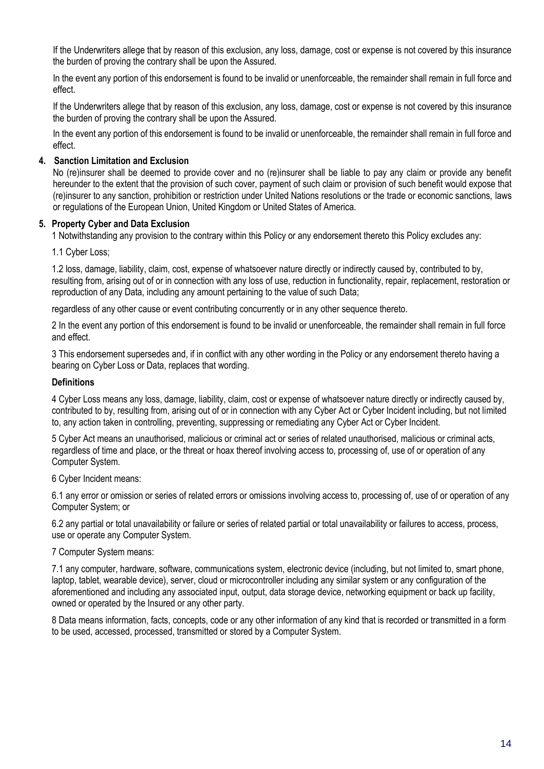If the Underwriters allege that by reason of this exclusion, any loss, damage, cost or expense is not covered by this insurance the burden of proving the contrary shall be upon the Assured.

In the event any portion of this endorsement is found to be invalid or unenforceable, the remainder shall remain in full force and effect.

If the Underwriters allege that by reason of this exclusion, any loss, damage, cost or expense is not covered by this insurance the burden of proving the contrary shall be upon the Assured.

In the event any portion of this endorsement is found to be invalid or unenforceable, the remainder shall remain in full force and effect.

**4. Sanction Limitation and Exclusion**

No (re)insurer shall be deemed to provide cover and no (re)insurer shall be liable to pay any claim or provide any benefit hereunder to the extent that the provision of such cover, payment of such claim or provision of such benefit would expose that (re)insurer to any sanction, prohibition or restriction under United Nations resolutions or the trade or economic sanctions, laws or regulations of the European Union, United Kingdom or United States of America.

**5. Property Cyber and Data Exclusion**

1 Notwithstanding any provision to the contrary within this Policy or any endorsement thereto this Policy excludes any:

1.1 Cyber Loss;

1.2 loss, damage, liability, claim, cost, expense of whatsoever nature directly or indirectly caused by, contributed to by, resulting from, arising out of or in connection with any loss of use, reduction in functionality, repair, replacement, restoration or reproduction of any Data, including any amount pertaining to the value of such Data;

regardless of any other cause or event contributing concurrently or in any other sequence thereto.

2 In the event any portion of this endorsement is found to be invalid or unenforceable, the remainder shall remain in full force and effect.

3 This endorsement supersedes and, if in conflict with any other wording in the Policy or any endorsement thereto having a bearing on Cyber Loss or Data, replaces that wording.

**Definitions**

4 Cyber Loss means any loss, damage, liability, claim, cost or expense of whatsoever nature directly or indirectly caused by, contributed to by, resulting from, arising out of or in connection with any Cyber Act or Cyber Incident including, but not limited to, any action taken in controlling, preventing, suppressing or remediating any Cyber Act or Cyber Incident.

5 Cyber Act means an unauthorised, malicious or criminal act or series of related unauthorised, malicious or criminal acts, regardless of time and place, or the threat or hoax thereof involving access to, processing of, use of or operation of any Computer System.

6 Cyber Incident means:

6.1 any error or omission or series of related errors or omissions involving access to, processing of, use of or operation of any Computer System; or

6.2 any partial or total unavailability or failure or series of related partial or total unavailability or failures to access, process, use or operate any Computer System.

7 Computer System means:

7.1 any computer, hardware, software, communications system, electronic device (including, but not limited to, smart phone, laptop, tablet, wearable device), server, cloud or microcontroller including any similar system or any configuration of the aforementioned and including any associated input, output, data storage device, networking equipment or back up facility, owned or operated by the Insured or any other party.

8 Data means information, facts, concepts, code or any other information of any kind that is recorded or transmitted in a form to be used, accessed, processed, transmitted or stored by a Computer System.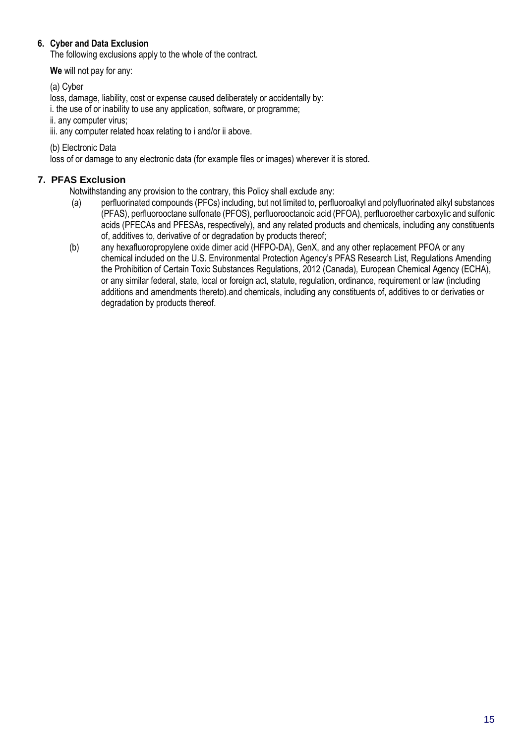### 6. Cyber and Data Exclusion

The following exclusions apply to the whole of the contract.

**We** will not pay for any:

(a) Cyber

loss, damage, liability, cost or expense caused deliberately or accidentally by:

i. the use of or inability to use any application, software, or programme;

ii. any computer virus;

iii. any computer related hoax relating to i and/or ii above.

(b) Electronic Data

loss of or damage to any electronic data (for example files or images) wherever it is stored.

### 7. PFAS Exclusion

Notwithstanding any provision to the contrary, this Policy shall exclude any:

(a) perfluorinated compounds (PFCs) including, but not limited to, perfluoroalkyl and polyfluorinated alkyl substances (PFAS), perfluorooctane sulfonate (PFOS), perfluorooctanoic acid (PFOA), perfluoroether carboxylic and sulfonic acids (PFECAs and PFESAs, respectively), and any related products and chemicals, including any constituents of, additives to, derivative of or degradation by products thereof;

(b) any hexafluoropropylene oxide dimer acid (HFPO-DA), GenX, and any other replacement PFOA or any chemical included on the U.S. Environmental Protection Agency's PFAS Research List, Regulations Amending the Prohibition of Certain Toxic Substances Regulations, 2012 (Canada), European Chemical Agency (ECHA), or any similar federal, state, local or foreign act, statute, regulation, ordinance, requirement or law (including additions and amendments thereto).and chemicals, including any constituents of, additives to or derivaties or degradation by products thereof.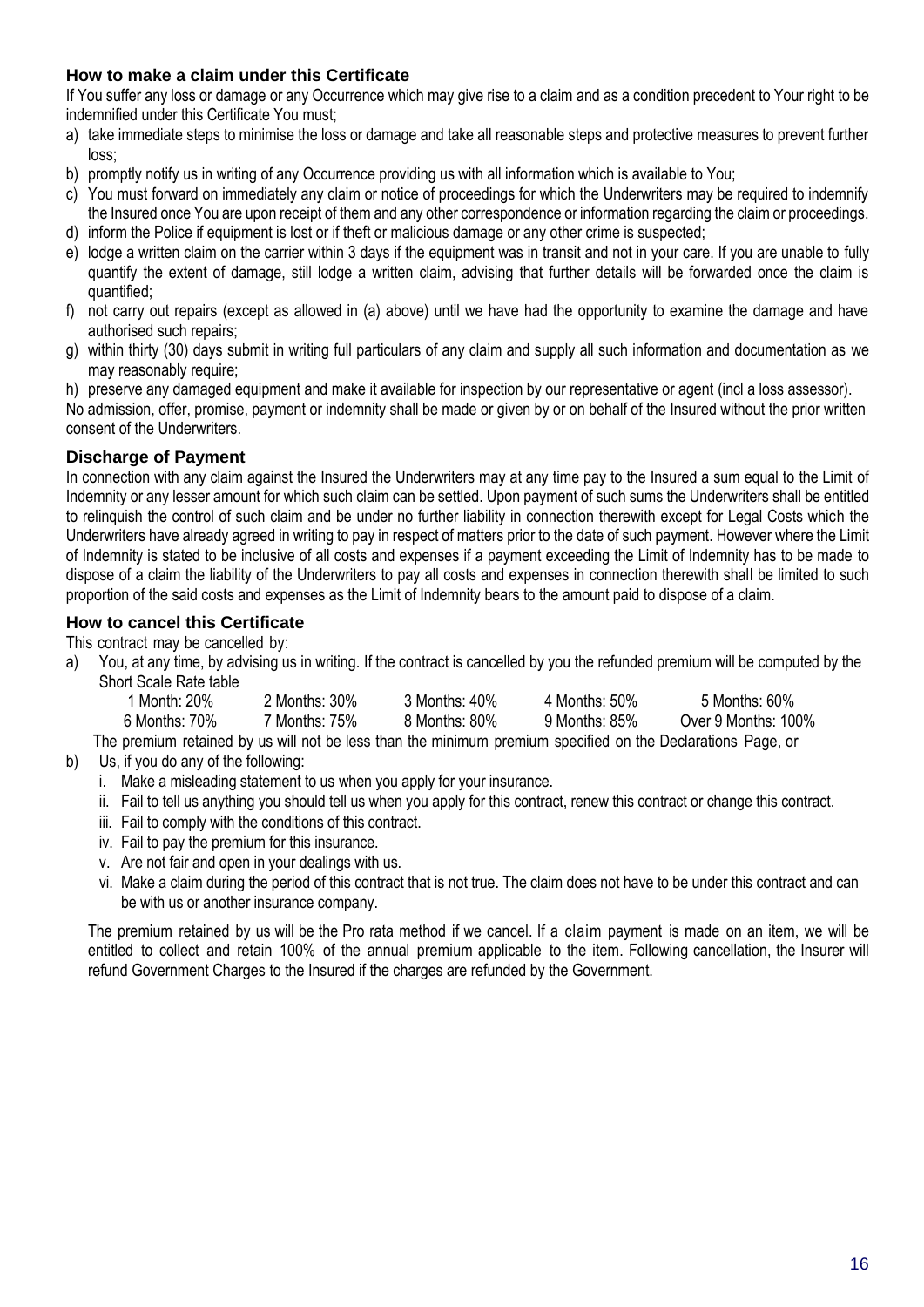### How to make a claim under this Certificate

If You suffer any loss or damage or any Occurrence which may give rise to a claim and as a condition precedent to Your right to be indemnified under this Certificate You must;

a) take immediate steps to minimise the loss or damage and take all reasonable steps and protective measures to prevent further loss;
b) promptly notify us in writing of any Occurrence providing us with all information which is available to You;
c) You must forward on immediately any claim or notice of proceedings for which the Underwriters may be required to indemnify the Insured once You are upon receipt of them and any other correspondence or information regarding the claim or proceedings.
d) inform the Police if equipment is lost or if theft or malicious damage or any other crime is suspected;
e) lodge a written claim on the carrier within 3 days if the equipment was in transit and not in your care. If you are unable to fully quantify the extent of damage, still lodge a written claim, advising that further details will be forwarded once the claim is quantified;
f) not carry out repairs (except as allowed in (a) above) until we have had the opportunity to examine the damage and have authorised such repairs;
g) within thirty (30) days submit in writing full particulars of any claim and supply all such information and documentation as we may reasonably require;
h) preserve any damaged equipment and make it available for inspection by our representative or agent (incl a loss assessor).

No admission, offer, promise, payment or indemnity shall be made or given by or on behalf of the Insured without the prior written consent of the Underwriters.

### Discharge of Payment

In connection with any claim against the Insured the Underwriters may at any time pay to the Insured a sum equal to the Limit of Indemnity or any lesser amount for which such claim can be settled. Upon payment of such sums the Underwriters shall be entitled to relinquish the control of such claim and be under no further liability in connection therewith except for Legal Costs which the Underwriters have already agreed in writing to pay in respect of matters prior to the date of such payment. However where the Limit of Indemnity is stated to be inclusive of all costs and expenses if a payment exceeding the Limit of Indemnity has to be made to dispose of a claim the liability of the Underwriters to pay all costs and expenses in connection therewith shall be limited to such proportion of the said costs and expenses as the Limit of Indemnity bears to the amount paid to dispose of a claim.

### How to cancel this Certificate

This contract may be cancelled by:

a) You, at any time, by advising us in writing. If the contract is cancelled by you the refunded premium will be computed by the Short Scale Rate table

| | | | | |
|---|---|---|---|---|
| 1 Month: 20% | 2 Months: 30% | 3 Months: 40% | 4 Months: 50% | 5 Months: 60% |
| 6 Months: 70% | 7 Months: 75% | 8 Months: 80% | 9 Months: 85% | Over 9 Months: 100% |

The premium retained by us will not be less than the minimum premium specified on the Declarations Page, or

b) Us, if you do any of the following:
   i. Make a misleading statement to us when you apply for your insurance.
   ii. Fail to tell us anything you should tell us when you apply for this contract, renew this contract or change this contract.
   iii. Fail to comply with the conditions of this contract.
   iv. Fail to pay the premium for this insurance.
   v. Are not fair and open in your dealings with us.
   vi. Make a claim during the period of this contract that is not true. The claim does not have to be under this contract and can be with us or another insurance company.

The premium retained by us will be the Pro rata method if we cancel. If a claim payment is made on an item, we will be entitled to collect and retain 100% of the annual premium applicable to the item. Following cancellation, the Insurer will refund Government Charges to the Insured if the charges are refunded by the Government.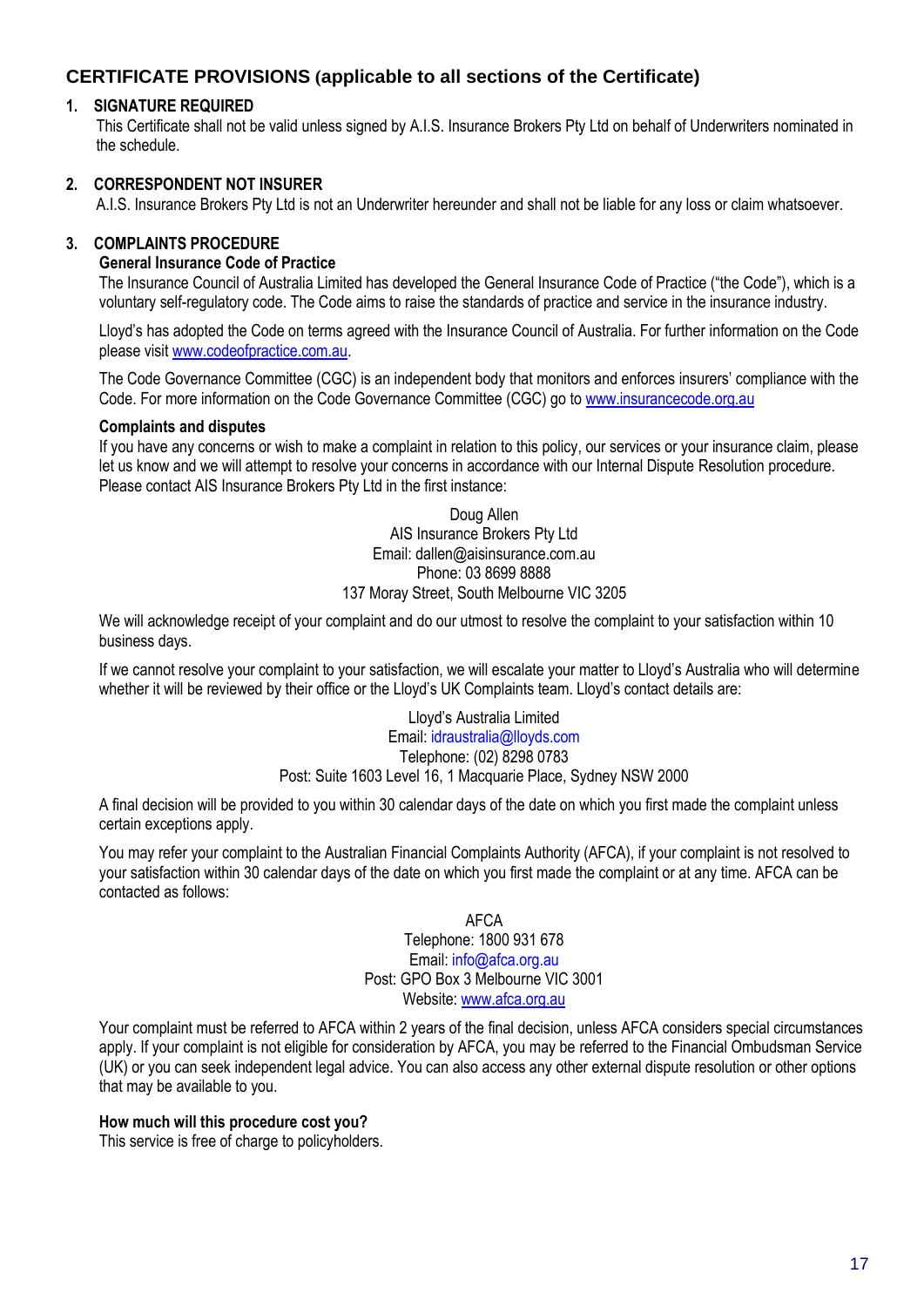## CERTIFICATE PROVISIONS (applicable to all sections of the Certificate)

### 1. SIGNATURE REQUIRED

This Certificate shall not be valid unless signed by A.I.S. Insurance Brokers Pty Ltd on behalf of Underwriters nominated in the schedule.

### 2. CORRESPONDENT NOT INSURER

A.I.S. Insurance Brokers Pty Ltd is not an Underwriter hereunder and shall not be liable for any loss or claim whatsoever.

### 3. COMPLAINTS PROCEDURE

**General Insurance Code of Practice**

The Insurance Council of Australia Limited has developed the General Insurance Code of Practice ("the Code"), which is a voluntary self-regulatory code. The Code aims to raise the standards of practice and service in the insurance industry.

Lloyd's has adopted the Code on terms agreed with the Insurance Council of Australia. For further information on the Code please visit www.codeofpractice.com.au.

The Code Governance Committee (CGC) is an independent body that monitors and enforces insurers' compliance with the Code. For more information on the Code Governance Committee (CGC) go to www.insurancecode.org.au

**Complaints and disputes**

If you have any concerns or wish to make a complaint in relation to this policy, our services or your insurance claim, please let us know and we will attempt to resolve your concerns in accordance with our Internal Dispute Resolution procedure. Please contact AIS Insurance Brokers Pty Ltd in the first instance:

Doug Allen
AIS Insurance Brokers Pty Ltd
Email: dallen@aisinsurance.com.au
Phone: 03 8699 8888
137 Moray Street, South Melbourne VIC 3205

We will acknowledge receipt of your complaint and do our utmost to resolve the complaint to your satisfaction within 10 business days.

If we cannot resolve your complaint to your satisfaction, we will escalate your matter to Lloyd's Australia who will determine whether it will be reviewed by their office or the Lloyd's UK Complaints team. Lloyd's contact details are:

Lloyd's Australia Limited
Email: idraustralia@lloyds.com
Telephone: (02) 8298 0783
Post: Suite 1603 Level 16, 1 Macquarie Place, Sydney NSW 2000

A final decision will be provided to you within 30 calendar days of the date on which you first made the complaint unless certain exceptions apply.

You may refer your complaint to the Australian Financial Complaints Authority (AFCA), if your complaint is not resolved to your satisfaction within 30 calendar days of the date on which you first made the complaint or at any time. AFCA can be contacted as follows:

AFCA
Telephone: 1800 931 678
Email: info@afca.org.au
Post: GPO Box 3 Melbourne VIC 3001
Website: www.afca.org.au

Your complaint must be referred to AFCA within 2 years of the final decision, unless AFCA considers special circumstances apply. If your complaint is not eligible for consideration by AFCA, you may be referred to the Financial Ombudsman Service (UK) or you can seek independent legal advice. You can also access any other external dispute resolution or other options that may be available to you.

**How much will this procedure cost you?**

This service is free of charge to policyholders.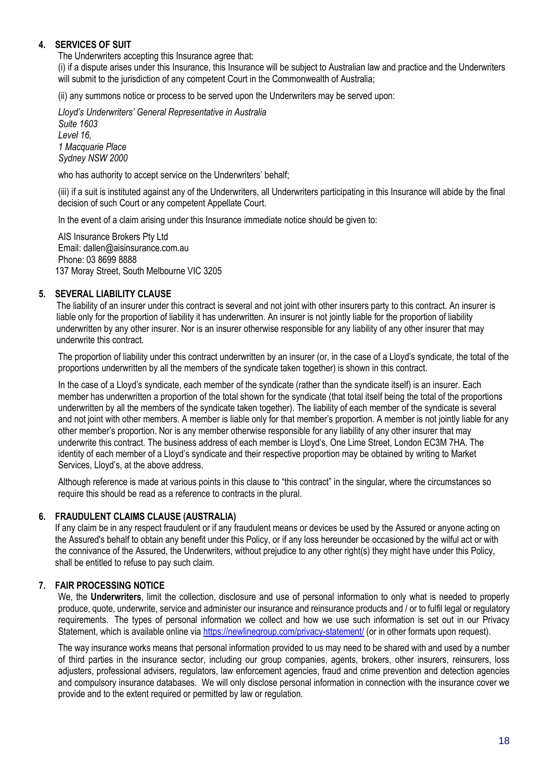## 4. SERVICES OF SUIT

The Underwriters accepting this Insurance agree that:

(i) if a dispute arises under this Insurance, this Insurance will be subject to Australian law and practice and the Underwriters will submit to the jurisdiction of any competent Court in the Commonwealth of Australia;

(ii) any summons notice or process to be served upon the Underwriters may be served upon:

*Lloyd's Underwriters' General Representative in Australia*
*Suite 1603*
*Level 16,*
*1 Macquarie Place*
*Sydney NSW 2000*

who has authority to accept service on the Underwriters' behalf;

(iii) if a suit is instituted against any of the Underwriters, all Underwriters participating in this Insurance will abide by the final decision of such Court or any competent Appellate Court.

In the event of a claim arising under this Insurance immediate notice should be given to:

AIS Insurance Brokers Pty Ltd
Email: dallen@aisinsurance.com.au
Phone: 03 8699 8888
137 Moray Street, South Melbourne VIC 3205

## 5. SEVERAL LIABILITY CLAUSE

The liability of an insurer under this contract is several and not joint with other insurers party to this contract. An insurer is liable only for the proportion of liability it has underwritten. An insurer is not jointly liable for the proportion of liability underwritten by any other insurer. Nor is an insurer otherwise responsible for any liability of any other insurer that may underwrite this contract.

The proportion of liability under this contract underwritten by an insurer (or, in the case of a Lloyd's syndicate, the total of the proportions underwritten by all the members of the syndicate taken together) is shown in this contract.

In the case of a Lloyd's syndicate, each member of the syndicate (rather than the syndicate itself) is an insurer. Each member has underwritten a proportion of the total shown for the syndicate (that total itself being the total of the proportions underwritten by all the members of the syndicate taken together). The liability of each member of the syndicate is several and not joint with other members. A member is liable only for that member's proportion. A member is not jointly liable for any other member's proportion. Nor is any member otherwise responsible for any liability of any other insurer that may underwrite this contract. The business address of each member is Lloyd's, One Lime Street, London EC3M 7HA. The identity of each member of a Lloyd's syndicate and their respective proportion may be obtained by writing to Market Services, Lloyd's, at the above address.

Although reference is made at various points in this clause to "this contract" in the singular, where the circumstances so require this should be read as a reference to contracts in the plural.

## 6. FRAUDULENT CLAIMS CLAUSE (AUSTRALIA)

If any claim be in any respect fraudulent or if any fraudulent means or devices be used by the Assured or anyone acting on the Assured's behalf to obtain any benefit under this Policy, or if any loss hereunder be occasioned by the wilful act or with the connivance of the Assured, the Underwriters, without prejudice to any other right(s) they might have under this Policy, shall be entitled to refuse to pay such claim.

## 7. FAIR PROCESSING NOTICE

We, the **Underwriters**, limit the collection, disclosure and use of personal information to only what is needed to properly produce, quote, underwrite, service and administer our insurance and reinsurance products and / or to fulfil legal or regulatory requirements. The types of personal information we collect and how we use such information is set out in our Privacy Statement, which is available online via https://newlinegroup.com/privacy-statement/ (or in other formats upon request).

The way insurance works means that personal information provided to us may need to be shared with and used by a number of third parties in the insurance sector, including our group companies, agents, brokers, other insurers, reinsurers, loss adjusters, professional advisers, regulators, law enforcement agencies, fraud and crime prevention and detection agencies and compulsory insurance databases. We will only disclose personal information in connection with the insurance cover we provide and to the extent required or permitted by law or regulation.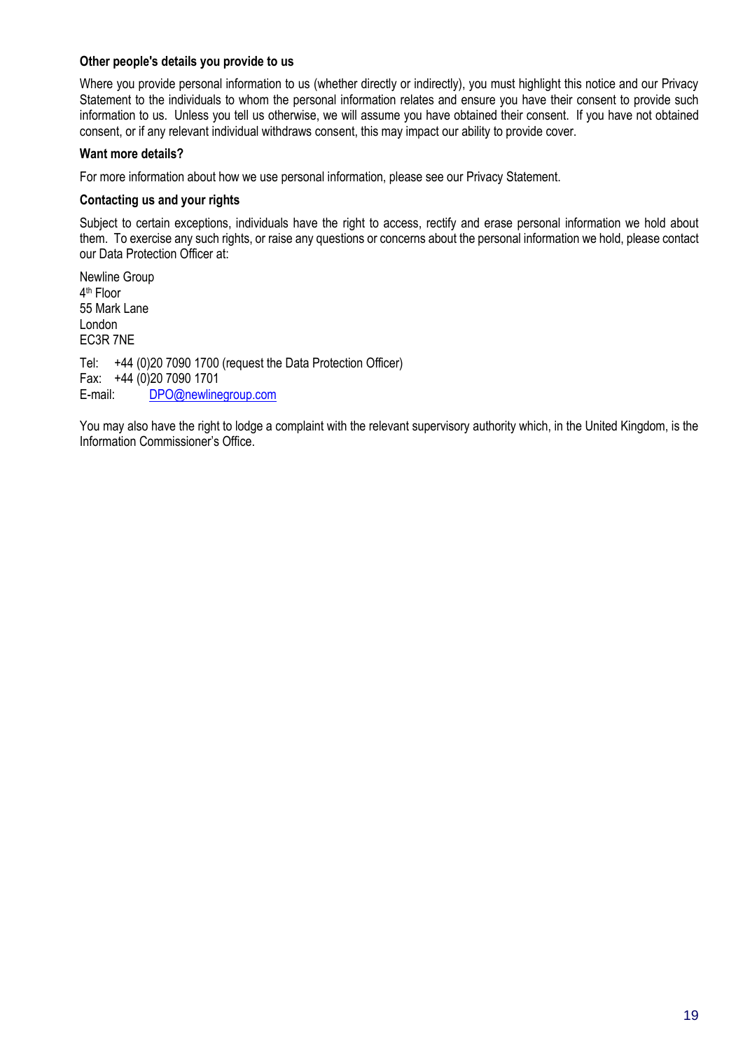**Other people's details you provide to us**

Where you provide personal information to us (whether directly or indirectly), you must highlight this notice and our Privacy Statement to the individuals to whom the personal information relates and ensure you have their consent to provide such information to us. Unless you tell us otherwise, we will assume you have obtained their consent. If you have not obtained consent, or if any relevant individual withdraws consent, this may impact our ability to provide cover.

**Want more details?**

For more information about how we use personal information, please see our Privacy Statement.

**Contacting us and your rights**

Subject to certain exceptions, individuals have the right to access, rectify and erase personal information we hold about them. To exercise any such rights, or raise any questions or concerns about the personal information we hold, please contact our Data Protection Officer at:

Newline Group
4th Floor
55 Mark Lane
London
EC3R 7NE

Tel: +44 (0)20 7090 1700 (request the Data Protection Officer)
Fax: +44 (0)20 7090 1701
E-mail: DPO@newlinegroup.com

You may also have the right to lodge a complaint with the relevant supervisory authority which, in the United Kingdom, is the Information Commissioner's Office.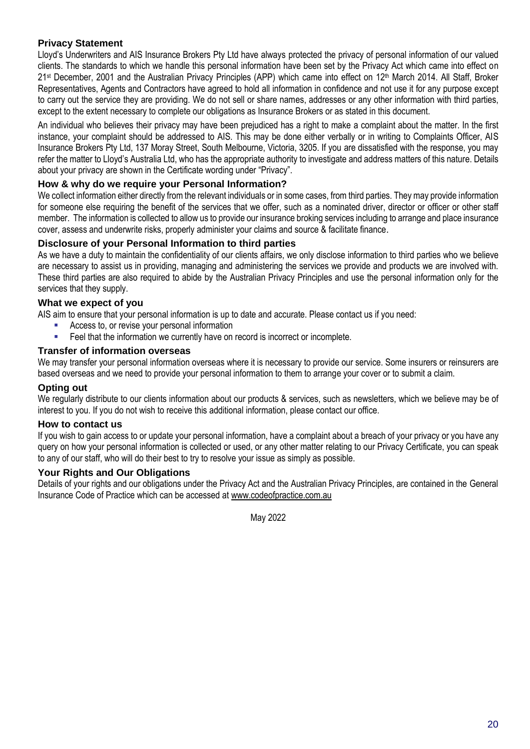## Privacy Statement

Lloyd's Underwriters and AIS Insurance Brokers Pty Ltd have always protected the privacy of personal information of our valued clients. The standards to which we handle this personal information have been set by the Privacy Act which came into effect on 21st December, 2001 and the Australian Privacy Principles (APP) which came into effect on 12th March 2014. All Staff, Broker Representatives, Agents and Contractors have agreed to hold all information in confidence and not use it for any purpose except to carry out the service they are providing. We do not sell or share names, addresses or any other information with third parties, except to the extent necessary to complete our obligations as Insurance Brokers or as stated in this document.

An individual who believes their privacy may have been prejudiced has a right to make a complaint about the matter. In the first instance, your complaint should be addressed to AIS. This may be done either verbally or in writing to Complaints Officer, AIS Insurance Brokers Pty Ltd, 137 Moray Street, South Melbourne, Victoria, 3205. If you are dissatisfied with the response, you may refer the matter to Lloyd's Australia Ltd, who has the appropriate authority to investigate and address matters of this nature. Details about your privacy are shown in the Certificate wording under "Privacy".

### How & why do we require your Personal Information?

We collect information either directly from the relevant individuals or in some cases, from third parties. They may provide information for someone else requiring the benefit of the services that we offer, such as a nominated driver, director or officer or other staff member. The information is collected to allow us to provide our insurance broking services including to arrange and place insurance cover, assess and underwrite risks, properly administer your claims and source & facilitate finance.

### Disclosure of your Personal Information to third parties

As we have a duty to maintain the confidentiality of our clients affairs, we only disclose information to third parties who we believe are necessary to assist us in providing, managing and administering the services we provide and products we are involved with. These third parties are also required to abide by the Australian Privacy Principles and use the personal information only for the services that they supply.

### What we expect of you

AIS aim to ensure that your personal information is up to date and accurate. Please contact us if you need:

- Access to, or revise your personal information
- Feel that the information we currently have on record is incorrect or incomplete.

### Transfer of information overseas

We may transfer your personal information overseas where it is necessary to provide our service. Some insurers or reinsurers are based overseas and we need to provide your personal information to them to arrange your cover or to submit a claim.

### Opting out

We regularly distribute to our clients information about our products & services, such as newsletters, which we believe may be of interest to you. If you do not wish to receive this additional information, please contact our office.

### How to contact us

If you wish to gain access to or update your personal information, have a complaint about a breach of your privacy or you have any query on how your personal information is collected or used, or any other matter relating to our Privacy Certificate, you can speak to any of our staff, who will do their best to try to resolve your issue as simply as possible.

### Your Rights and Our Obligations

Details of your rights and our obligations under the Privacy Act and the Australian Privacy Principles, are contained in the General Insurance Code of Practice which can be accessed at www.codeofpractice.com.au

May 2022